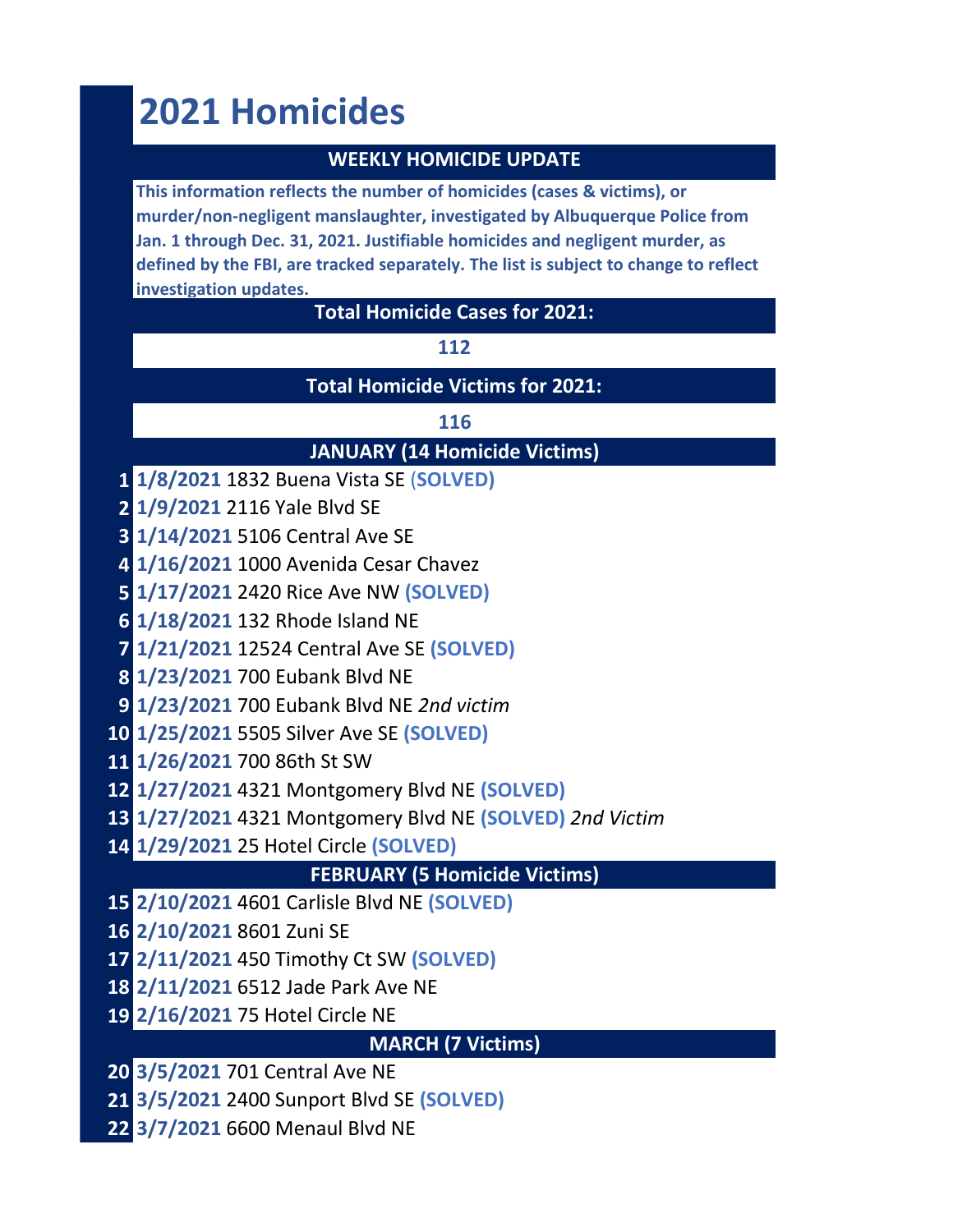# 2021 Homicides

## WEEKLY HOMICIDE UPDATE

**This information reflects the number of homicides (cases & victims), or murder/non-negligent manslaughter, investigated by Albuquerque Police from Jan. 1 through Dec. 31, 2021. Justifiable homicides and negligent murder, as defined by the FBI, are tracked separately. The list is subject to change to reflect investigation updates.**

**Total Homicide Cases for 2021:**

**112**

**Total Homicide Victims for 2021:**

**116**

### JANUARY (14 Homicide Victims)

1. **1/8/2021** 1832 Buena Vista SE **(SOLVED)**
2. **1/9/2021** 2116 Yale Blvd SE
3. **1/14/2021** 5106 Central Ave SE
4. **1/16/2021** 1000 Avenida Cesar Chavez
5. **1/17/2021** 2420 Rice Ave NW **(SOLVED)**
6. **1/18/2021** 132 Rhode Island NE
7. **1/21/2021** 12524 Central Ave SE **(SOLVED)**
8. **1/23/2021** 700 Eubank Blvd NE
9. **1/23/2021** 700 Eubank Blvd NE *2nd victim*
10. **1/25/2021** 5505 Silver Ave SE **(SOLVED)**
11. **1/26/2021** 700 86th St SW
12. **1/27/2021** 4321 Montgomery Blvd NE **(SOLVED)**
13. **1/27/2021** 4321 Montgomery Blvd NE **(SOLVED)** *2nd Victim*
14. **1/29/2021** 25 Hotel Circle **(SOLVED)**

### FEBRUARY (5 Homicide Victims)

15. **2/10/2021** 4601 Carlisle Blvd NE **(SOLVED)**
16. **2/10/2021** 8601 Zuni SE
17. **2/11/2021** 450 Timothy Ct SW **(SOLVED)**
18. **2/11/2021** 6512 Jade Park Ave NE
19. **2/16/2021** 75 Hotel Circle NE

### MARCH (7 Victims)

20. **3/5/2021** 701 Central Ave NE
21. **3/5/2021** 2400 Sunport Blvd SE **(SOLVED)**
22. **3/7/2021** 6600 Menaul Blvd NE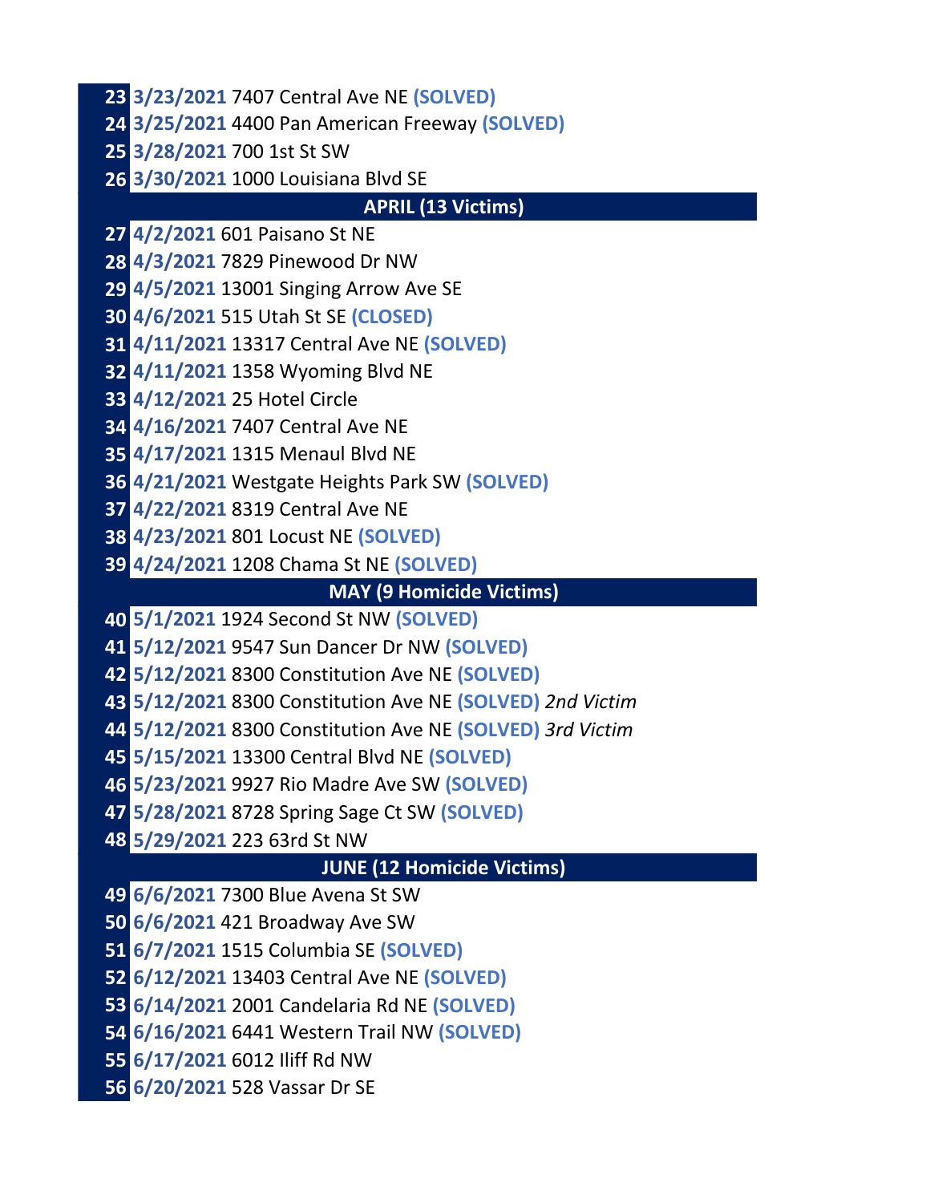**23** **3/23/2021** 7407 Central Ave NE **(SOLVED)**
**24** **3/25/2021** 4400 Pan American Freeway **(SOLVED)**
**25** **3/28/2021** 700 1st St SW
**26** **3/30/2021** 1000 Louisiana Blvd SE

## APRIL (13 Victims)

**27** **4/2/2021** 601 Paisano St NE
**28** **4/3/2021** 7829 Pinewood Dr NW
**29** **4/5/2021** 13001 Singing Arrow Ave SE
**30** **4/6/2021** 515 Utah St SE **(CLOSED)**
**31** **4/11/2021** 13317 Central Ave NE **(SOLVED)**
**32** **4/11/2021** 1358 Wyoming Blvd NE
**33** **4/12/2021** 25 Hotel Circle
**34** **4/16/2021** 7407 Central Ave NE
**35** **4/17/2021** 1315 Menaul Blvd NE
**36** **4/21/2021** Westgate Heights Park SW **(SOLVED)**
**37** **4/22/2021** 8319 Central Ave NE
**38** **4/23/2021** 801 Locust NE **(SOLVED)**
**39** **4/24/2021** 1208 Chama St NE **(SOLVED)**

## MAY (9 Homicide Victims)

**40** **5/1/2021** 1924 Second St NW **(SOLVED)**
**41** **5/12/2021** 9547 Sun Dancer Dr NW **(SOLVED)**
**42** **5/12/2021** 8300 Constitution Ave NE **(SOLVED)**
**43** **5/12/2021** 8300 Constitution Ave NE **(SOLVED)** *2nd Victim*
**44** **5/12/2021** 8300 Constitution Ave NE **(SOLVED)** *3rd Victim*
**45** **5/15/2021** 13300 Central Blvd NE **(SOLVED)**
**46** **5/23/2021** 9927 Rio Madre Ave SW **(SOLVED)**
**47** **5/28/2021** 8728 Spring Sage Ct SW **(SOLVED)**
**48** **5/29/2021** 223 63rd St NW

## JUNE (12 Homicide Victims)

**49** **6/6/2021** 7300 Blue Avena St SW
**50** **6/6/2021** 421 Broadway Ave SW
**51** **6/7/2021** 1515 Columbia SE **(SOLVED)**
**52** **6/12/2021** 13403 Central Ave NE **(SOLVED)**
**53** **6/14/2021** 2001 Candelaria Rd NE **(SOLVED)**
**54** **6/16/2021** 6441 Western Trail NW **(SOLVED)**
**55** **6/17/2021** 6012 Iliff Rd NW
**56** **6/20/2021** 528 Vassar Dr SE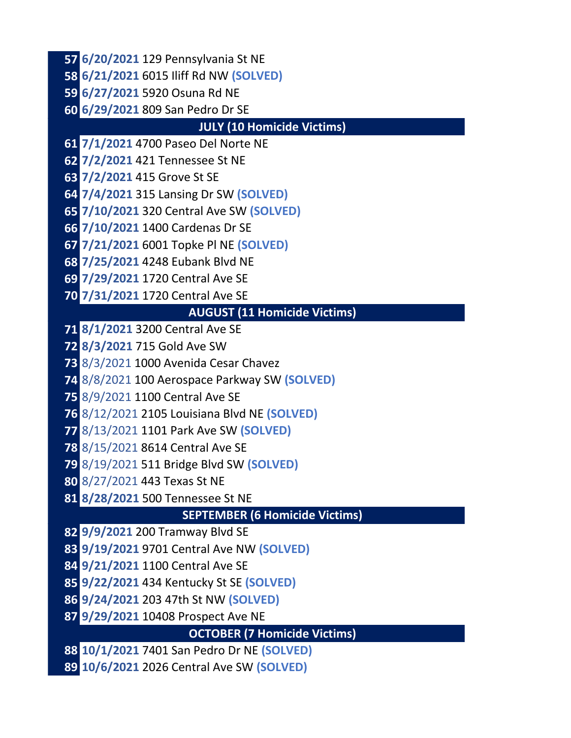57 **6/20/2021** 129 Pennsylvania St NE

58 **6/21/2021** 6015 Iliff Rd NW **(SOLVED)**

59 **6/27/2021** 5920 Osuna Rd NE

60 **6/29/2021** 809 San Pedro Dr SE

## JULY (10 Homicide Victims)

61 **7/1/2021** 4700 Paseo Del Norte NE

62 **7/2/2021** 421 Tennessee St NE

63 **7/2/2021** 415 Grove St SE

64 **7/4/2021** 315 Lansing Dr SW **(SOLVED)**

65 **7/10/2021** 320 Central Ave SW **(SOLVED)**

66 **7/10/2021** 1400 Cardenas Dr SE

67 **7/21/2021** 6001 Topke Pl NE **(SOLVED)**

68 **7/25/2021** 4248 Eubank Blvd NE

69 **7/29/2021** 1720 Central Ave SE

70 **7/31/2021** 1720 Central Ave SE

## AUGUST (11 Homicide Victims)

71 **8/1/2021** 3200 Central Ave SE

72 **8/3/2021** 715 Gold Ave SW

73 8/3/2021 1000 Avenida Cesar Chavez

74 8/8/2021 100 Aerospace Parkway SW **(SOLVED)**

75 8/9/2021 1100 Central Ave SE

76 8/12/2021 2105 Louisiana Blvd NE **(SOLVED)**

77 8/13/2021 1101 Park Ave SW **(SOLVED)**

78 8/15/2021 8614 Central Ave SE

79 8/19/2021 511 Bridge Blvd SW **(SOLVED)**

80 8/27/2021 443 Texas St NE

81 **8/28/2021** 500 Tennessee St NE

## SEPTEMBER (6 Homicide Victims)

82 **9/9/2021** 200 Tramway Blvd SE

83 **9/19/2021** 9701 Central Ave NW **(SOLVED)**

84 **9/21/2021** 1100 Central Ave SE

85 **9/22/2021** 434 Kentucky St SE **(SOLVED)**

86 **9/24/2021** 203 47th St NW **(SOLVED)**

87 **9/29/2021** 10408 Prospect Ave NE

## OCTOBER (7 Homicide Victims)

88 **10/1/2021** 7401 San Pedro Dr NE **(SOLVED)**

89 **10/6/2021** 2026 Central Ave SW **(SOLVED)**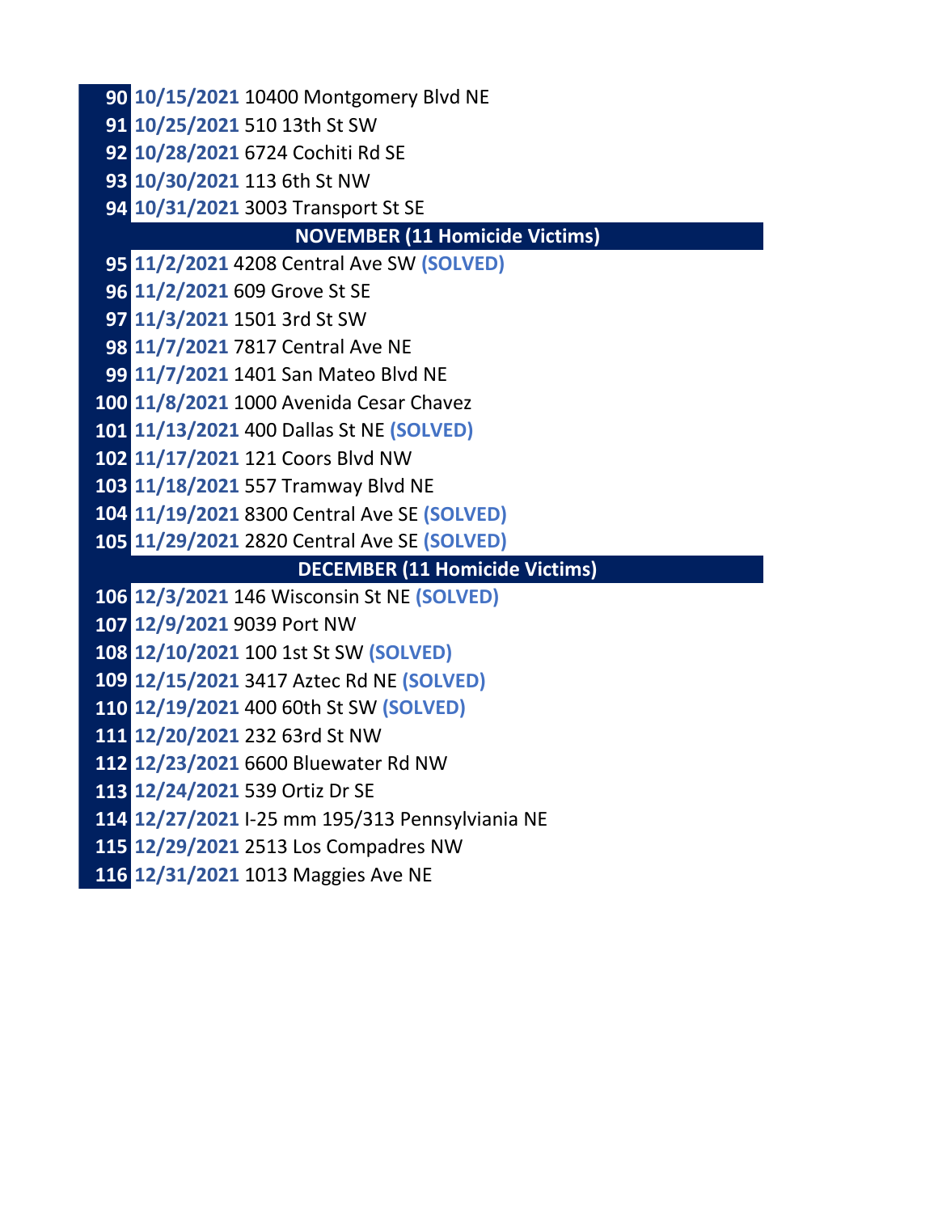| | |
|---|---|
| **90** | **10/15/2021** 10400 Montgomery Blvd NE |
| **91** | **10/25/2021** 510 13th St SW |
| **92** | **10/28/2021** 6724 Cochiti Rd SE |
| **93** | **10/30/2021** 113 6th St NW |
| **94** | **10/31/2021** 3003 Transport St SE |
| | **NOVEMBER (11 Homicide Victims)** |
| **95** | **11/2/2021** 4208 Central Ave SW **(SOLVED)** |
| **96** | **11/2/2021** 609 Grove St SE |
| **97** | **11/3/2021** 1501 3rd St SW |
| **98** | **11/7/2021** 7817 Central Ave NE |
| **99** | **11/7/2021** 1401 San Mateo Blvd NE |
| **100** | **11/8/2021** 1000 Avenida Cesar Chavez |
| **101** | **11/13/2021** 400 Dallas St NE **(SOLVED)** |
| **102** | **11/17/2021** 121 Coors Blvd NW |
| **103** | **11/18/2021** 557 Tramway Blvd NE |
| **104** | **11/19/2021** 8300 Central Ave SE **(SOLVED)** |
| **105** | **11/29/2021** 2820 Central Ave SE **(SOLVED)** |
| | **DECEMBER (11 Homicide Victims)** |
| **106** | **12/3/2021** 146 Wisconsin St NE **(SOLVED)** |
| **107** | **12/9/2021** 9039 Port NW |
| **108** | **12/10/2021** 100 1st St SW **(SOLVED)** |
| **109** | **12/15/2021** 3417 Aztec Rd NE **(SOLVED)** |
| **110** | **12/19/2021** 400 60th St SW **(SOLVED)** |
| **111** | **12/20/2021** 232 63rd St NW |
| **112** | **12/23/2021** 6600 Bluewater Rd NW |
| **113** | **12/24/2021** 539 Ortiz Dr SE |
| **114** | **12/27/2021** I-25 mm 195/313 Pennsylviania NE |
| **115** | **12/29/2021** 2513 Los Compadres NW |
| **116** | **12/31/2021** 1013 Maggies Ave NE |